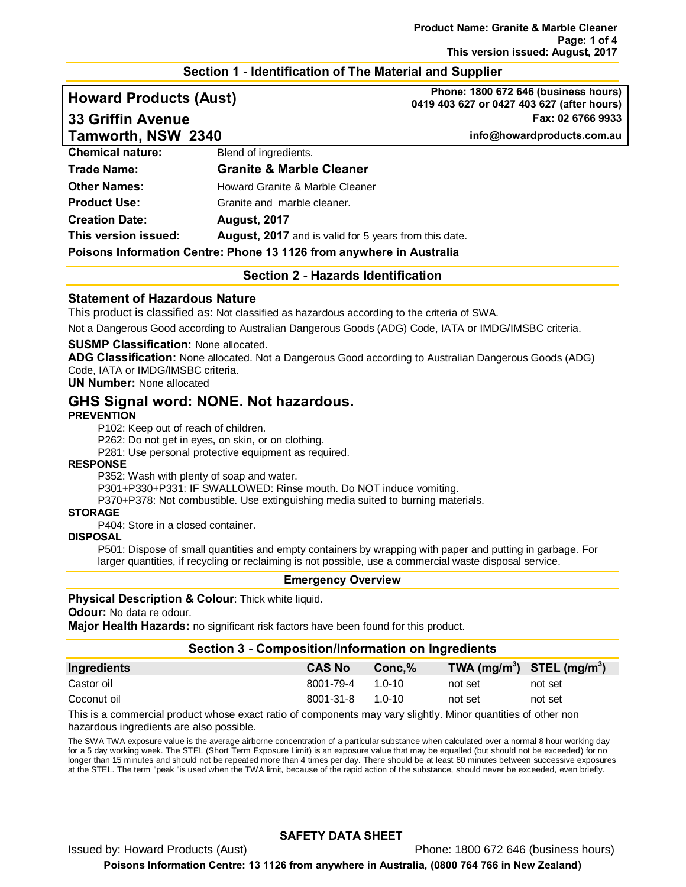## Section 1 - Identification of The Material and Supplier

**Howard Products (Aust)**
**33 Griffin Avenue**
**Tamworth, NSW 2340**

**Phone: 1800 672 646 (business hours)**
**0419 403 627 or 0427 403 627 (after hours)**
**Fax: 02 6766 9933**
**info@howardproducts.com.au**

| | |
|---|---|
| **Chemical nature:** | Blend of ingredients. |
| **Trade Name:** | **Granite & Marble Cleaner** |
| **Other Names:** | Howard Granite & Marble Cleaner |
| **Product Use:** | Granite and marble cleaner. |
| **Creation Date:** | **August, 2017** |
| **This version issued:** | **August, 2017** and is valid for 5 years from this date. |

**Poisons Information Centre: Phone 13 1126 from anywhere in Australia**

## Section 2 - Hazards Identification

### Statement of Hazardous Nature

This product is classified as: Not classified as hazardous according to the criteria of SWA.

Not a Dangerous Good according to Australian Dangerous Goods (ADG) Code, IATA or IMDG/IMSBC criteria.

**SUSMP Classification:** None allocated.
**ADG Classification:** None allocated. Not a Dangerous Good according to Australian Dangerous Goods (ADG) Code, IATA or IMDG/IMSBC criteria.
**UN Number:** None allocated

### GHS Signal word: NONE. Not hazardous.

**PREVENTION**

P102: Keep out of reach of children.
P262: Do not get in eyes, on skin, or on clothing.
P281: Use personal protective equipment as required.

**RESPONSE**

P352: Wash with plenty of soap and water.
P301+P330+P331: IF SWALLOWED: Rinse mouth. Do NOT induce vomiting.
P370+P378: Not combustible. Use extinguishing media suited to burning materials.

**STORAGE**

P404: Store in a closed container.

**DISPOSAL**

P501: Dispose of small quantities and empty containers by wrapping with paper and putting in garbage. For larger quantities, if recycling or reclaiming is not possible, use a commercial waste disposal service.

### Emergency Overview

**Physical Description & Colour**: Thick white liquid.
**Odour:** No data re odour.
**Major Health Hazards:** no significant risk factors have been found for this product.

## Section 3 - Composition/Information on Ingredients

| Ingredients | CAS No | Conc,% | TWA (mg/m$^3$) | STEL (mg/m$^3$) |
|---|---|---|---|---|
| Castor oil | 8001-79-4 | 1.0-10 | not set | not set |
| Coconut oil | 8001-31-8 | 1.0-10 | not set | not set |

This is a commercial product whose exact ratio of components may vary slightly. Minor quantities of other non hazardous ingredients are also possible.

The SWA TWA exposure value is the average airborne concentration of a particular substance when calculated over a normal 8 hour working day for a 5 day working week. The STEL (Short Term Exposure Limit) is an exposure value that may be equalled (but should not be exceeded) for no longer than 15 minutes and should not be repeated more than 4 times per day. There should be at least 60 minutes between successive exposures at the STEL. The term "peak "is used when the TWA limit, because of the rapid action of the substance, should never be exceeded, even briefly.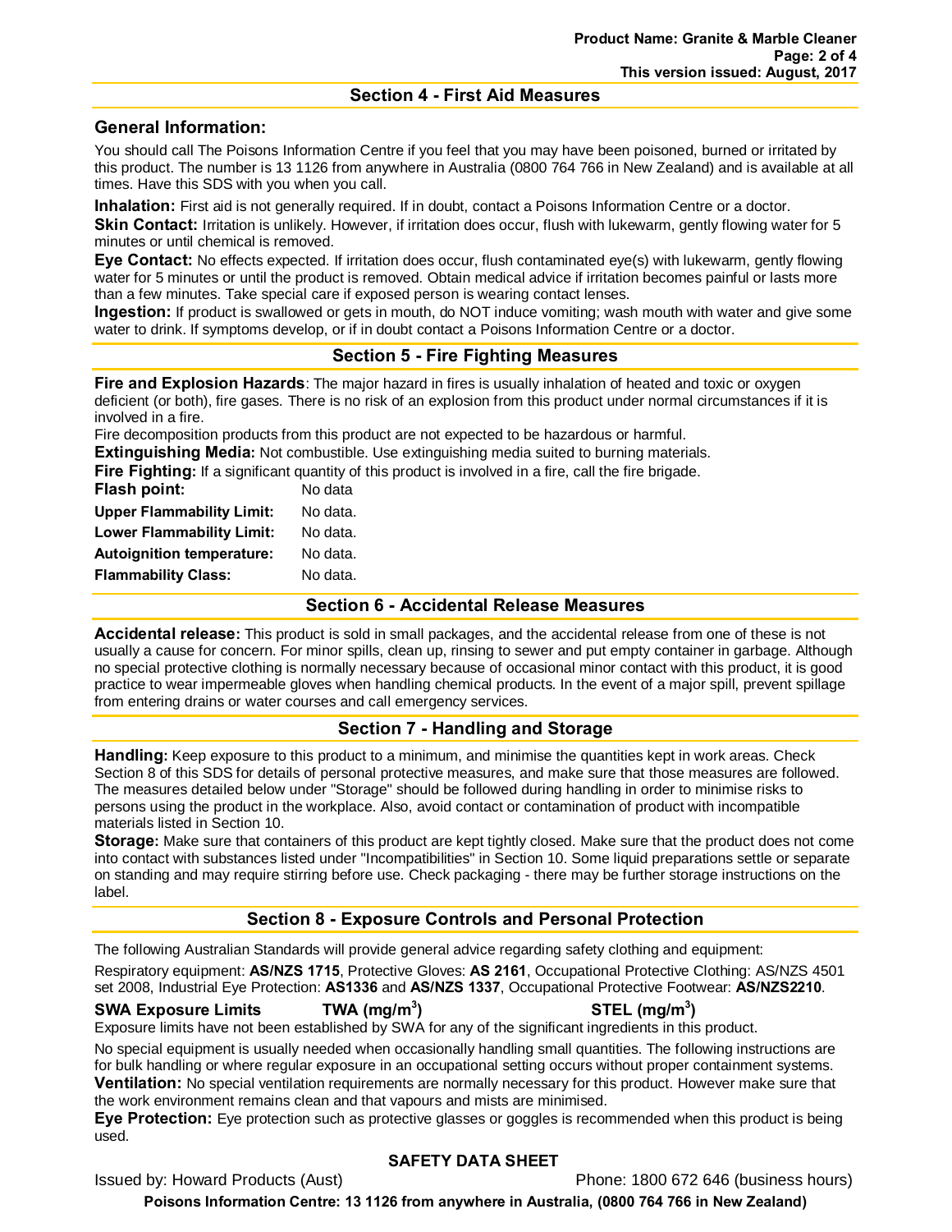## Section 4 - First Aid Measures

### General Information:

You should call The Poisons Information Centre if you feel that you may have been poisoned, burned or irritated by this product. The number is 13 1126 from anywhere in Australia (0800 764 766 in New Zealand) and is available at all times. Have this SDS with you when you call.

**Inhalation:** First aid is not generally required. If in doubt, contact a Poisons Information Centre or a doctor.

**Skin Contact:** Irritation is unlikely. However, if irritation does occur, flush with lukewarm, gently flowing water for 5 minutes or until chemical is removed.

**Eye Contact:** No effects expected. If irritation does occur, flush contaminated eye(s) with lukewarm, gently flowing water for 5 minutes or until the product is removed. Obtain medical advice if irritation becomes painful or lasts more than a few minutes. Take special care if exposed person is wearing contact lenses.

**Ingestion:** If product is swallowed or gets in mouth, do NOT induce vomiting; wash mouth with water and give some water to drink. If symptoms develop, or if in doubt contact a Poisons Information Centre or a doctor.

## Section 5 - Fire Fighting Measures

**Fire and Explosion Hazards**: The major hazard in fires is usually inhalation of heated and toxic or oxygen deficient (or both), fire gases. There is no risk of an explosion from this product under normal circumstances if it is involved in a fire.

Fire decomposition products from this product are not expected to be hazardous or harmful.

**Extinguishing Media:** Not combustible. Use extinguishing media suited to burning materials.

**Fire Fighting:** If a significant quantity of this product is involved in a fire, call the fire brigade.

| | |
|---|---|
| **Flash point:** | No data |
| **Upper Flammability Limit:** | No data. |
| **Lower Flammability Limit:** | No data. |
| **Autoignition temperature:** | No data. |
| **Flammability Class:** | No data. |

## Section 6 - Accidental Release Measures

**Accidental release:** This product is sold in small packages, and the accidental release from one of these is not usually a cause for concern. For minor spills, clean up, rinsing to sewer and put empty container in garbage. Although no special protective clothing is normally necessary because of occasional minor contact with this product, it is good practice to wear impermeable gloves when handling chemical products. In the event of a major spill, prevent spillage from entering drains or water courses and call emergency services.

## Section 7 - Handling and Storage

**Handling:** Keep exposure to this product to a minimum, and minimise the quantities kept in work areas. Check Section 8 of this SDS for details of personal protective measures, and make sure that those measures are followed. The measures detailed below under "Storage" should be followed during handling in order to minimise risks to persons using the product in the workplace. Also, avoid contact or contamination of product with incompatible materials listed in Section 10.

**Storage:** Make sure that containers of this product are kept tightly closed. Make sure that the product does not come into contact with substances listed under "Incompatibilities" in Section 10. Some liquid preparations settle or separate on standing and may require stirring before use. Check packaging - there may be further storage instructions on the label.

## Section 8 - Exposure Controls and Personal Protection

The following Australian Standards will provide general advice regarding safety clothing and equipment:

Respiratory equipment: **AS/NZS 1715**, Protective Gloves: **AS 2161**, Occupational Protective Clothing: AS/NZS 4501 set 2008, Industrial Eye Protection: **AS1336** and **AS/NZS 1337**, Occupational Protective Footwear: **AS/NZS2210**.

| SWA Exposure Limits | TWA ($mg/m^3$) | STEL ($mg/m^3$) |
|---|---|---|

Exposure limits have not been established by SWA for any of the significant ingredients in this product.

No special equipment is usually needed when occasionally handling small quantities. The following instructions are for bulk handling or where regular exposure in an occupational setting occurs without proper containment systems.

**Ventilation:** No special ventilation requirements are normally necessary for this product. However make sure that the work environment remains clean and that vapours and mists are minimised.

**Eye Protection:** Eye protection such as protective glasses or goggles is recommended when this product is being used.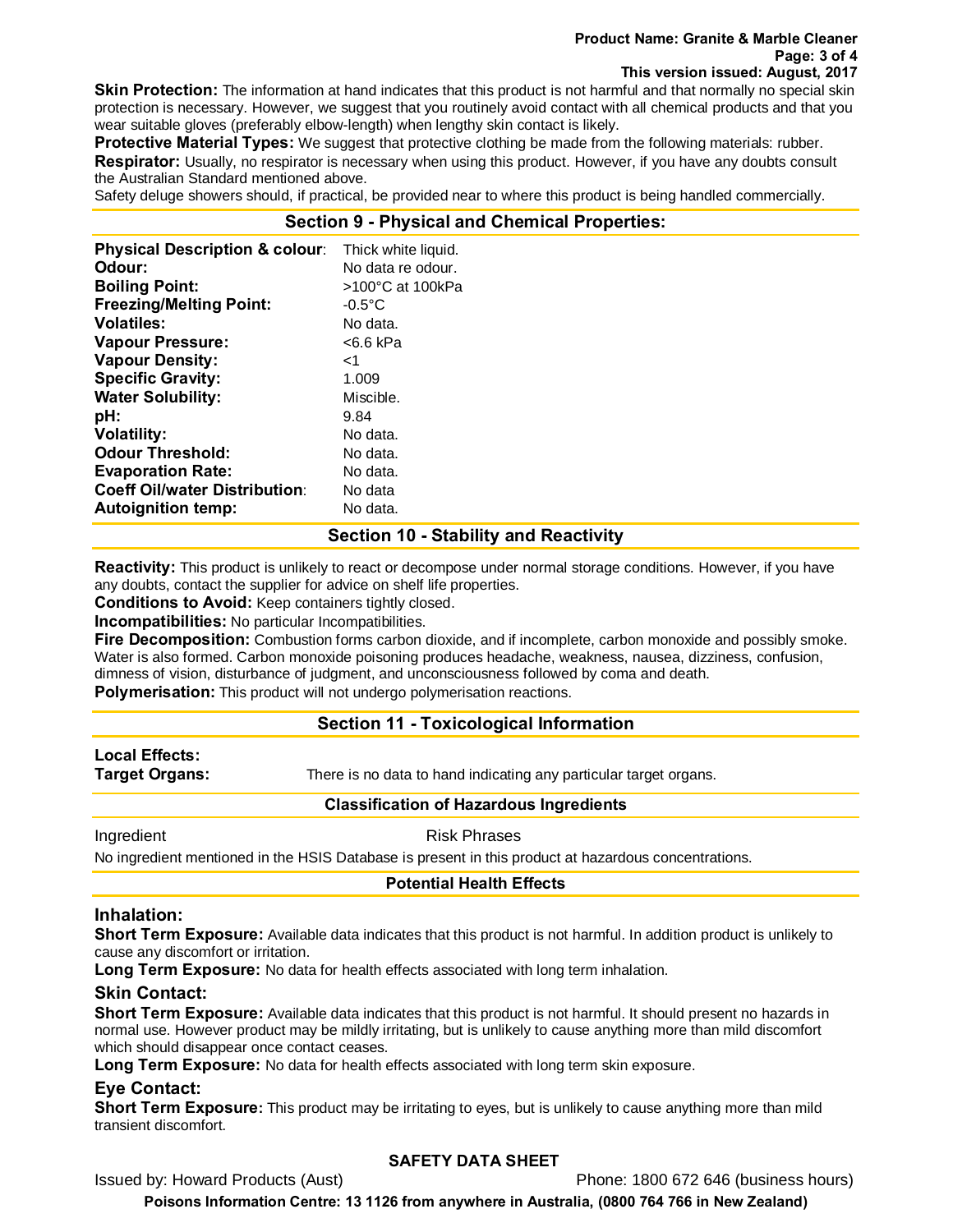**Skin Protection:** The information at hand indicates that this product is not harmful and that normally no special skin protection is necessary. However, we suggest that you routinely avoid contact with all chemical products and that you wear suitable gloves (preferably elbow-length) when lengthy skin contact is likely.

**Protective Material Types:** We suggest that protective clothing be made from the following materials: rubber.

**Respirator:** Usually, no respirator is necessary when using this product. However, if you have any doubts consult the Australian Standard mentioned above.

Safety deluge showers should, if practical, be provided near to where this product is being handled commercially.

## Section 9 - Physical and Chemical Properties:

| | |
|---|---|
| **Physical Description & colour**: | Thick white liquid. |
| **Odour:** | No data re odour. |
| **Boiling Point:** | >100°C at 100kPa |
| **Freezing/Melting Point:** | -0.5°C |
| **Volatiles:** | No data. |
| **Vapour Pressure:** | <6.6 kPa |
| **Vapour Density:** | <1 |
| **Specific Gravity:** | 1.009 |
| **Water Solubility:** | Miscible. |
| **pH:** | 9.84 |
| **Volatility:** | No data. |
| **Odour Threshold:** | No data. |
| **Evaporation Rate:** | No data. |
| **Coeff Oil/water Distribution**: | No data |
| **Autoignition temp:** | No data. |

## Section 10 - Stability and Reactivity

**Reactivity:** This product is unlikely to react or decompose under normal storage conditions. However, if you have any doubts, contact the supplier for advice on shelf life properties.

**Conditions to Avoid:** Keep containers tightly closed.

**Incompatibilities:** No particular Incompatibilities.

**Fire Decomposition:** Combustion forms carbon dioxide, and if incomplete, carbon monoxide and possibly smoke. Water is also formed. Carbon monoxide poisoning produces headache, weakness, nausea, dizziness, confusion, dimness of vision, disturbance of judgment, and unconsciousness followed by coma and death.

**Polymerisation:** This product will not undergo polymerisation reactions.

## Section 11 - Toxicological Information

**Local Effects:**

**Target Organs:** There is no data to hand indicating any particular target organs.

### Classification of Hazardous Ingredients

| Ingredient | Risk Phrases |
|---|---|

No ingredient mentioned in the HSIS Database is present in this product at hazardous concentrations.

### Potential Health Effects

### Inhalation:

**Short Term Exposure:** Available data indicates that this product is not harmful. In addition product is unlikely to cause any discomfort or irritation.

**Long Term Exposure:** No data for health effects associated with long term inhalation.

### Skin Contact:

**Short Term Exposure:** Available data indicates that this product is not harmful. It should present no hazards in normal use. However product may be mildly irritating, but is unlikely to cause anything more than mild discomfort which should disappear once contact ceases.

**Long Term Exposure:** No data for health effects associated with long term skin exposure.

### Eye Contact:

**Short Term Exposure:** This product may be irritating to eyes, but is unlikely to cause anything more than mild transient discomfort.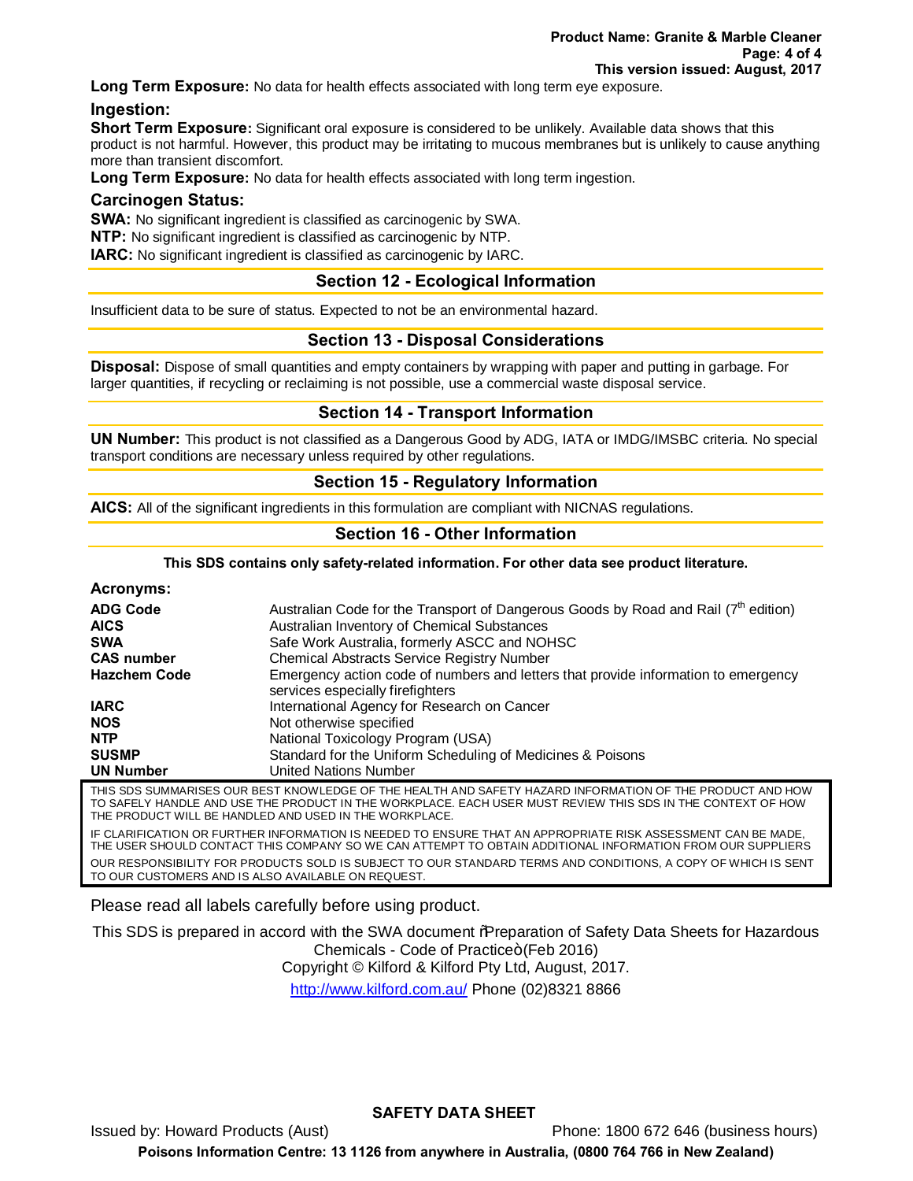**Long Term Exposure:** No data for health effects associated with long term eye exposure.

### Ingestion:

**Short Term Exposure:** Significant oral exposure is considered to be unlikely. Available data shows that this product is not harmful. However, this product may be irritating to mucous membranes but is unlikely to cause anything more than transient discomfort.

**Long Term Exposure:** No data for health effects associated with long term ingestion.

### Carcinogen Status:

**SWA:** No significant ingredient is classified as carcinogenic by SWA.

**NTP:** No significant ingredient is classified as carcinogenic by NTP.

**IARC:** No significant ingredient is classified as carcinogenic by IARC.

## Section 12 - Ecological Information

Insufficient data to be sure of status. Expected to not be an environmental hazard.

## Section 13 - Disposal Considerations

**Disposal:** Dispose of small quantities and empty containers by wrapping with paper and putting in garbage. For larger quantities, if recycling or reclaiming is not possible, use a commercial waste disposal service.

## Section 14 - Transport Information

**UN Number:** This product is not classified as a Dangerous Good by ADG, IATA or IMDG/IMSBC criteria. No special transport conditions are necessary unless required by other regulations.

## Section 15 - Regulatory Information

**AICS:** All of the significant ingredients in this formulation are compliant with NICNAS regulations.

## Section 16 - Other Information

**This SDS contains only safety-related information. For other data see product literature.**

### Acronyms:

| | |
|---|---|
| **ADG Code** | Australian Code for the Transport of Dangerous Goods by Road and Rail (7th edition) |
| **AICS** | Australian Inventory of Chemical Substances |
| **SWA** | Safe Work Australia, formerly ASCC and NOHSC |
| **CAS number** | Chemical Abstracts Service Registry Number |
| **Hazchem Code** | Emergency action code of numbers and letters that provide information to emergency services especially firefighters |
| **IARC** | International Agency for Research on Cancer |
| **NOS** | Not otherwise specified |
| **NTP** | National Toxicology Program (USA) |
| **SUSMP** | Standard for the Uniform Scheduling of Medicines & Poisons |
| **UN Number** | United Nations Number |

THIS SDS SUMMARISES OUR BEST KNOWLEDGE OF THE HEALTH AND SAFETY HAZARD INFORMATION OF THE PRODUCT AND HOW TO SAFELY HANDLE AND USE THE PRODUCT IN THE WORKPLACE. EACH USER MUST REVIEW THIS SDS IN THE CONTEXT OF HOW THE PRODUCT WILL BE HANDLED AND USED IN THE WORKPLACE.

IF CLARIFICATION OR FURTHER INFORMATION IS NEEDED TO ENSURE THAT AN APPROPRIATE RISK ASSESSMENT CAN BE MADE, THE USER SHOULD CONTACT THIS COMPANY SO WE CAN ATTEMPT TO OBTAIN ADDITIONAL INFORMATION FROM OUR SUPPLIERS

OUR RESPONSIBILITY FOR PRODUCTS SOLD IS SUBJECT TO OUR STANDARD TERMS AND CONDITIONS, A COPY OF WHICH IS SENT TO OUR CUSTOMERS AND IS ALSO AVAILABLE ON REQUEST.

Please read all labels carefully before using product.

This SDS is prepared in accord with the SWA document "Preparation of Safety Data Sheets for Hazardous Chemicals - Code of Practice" (Feb 2016)

Copyright © Kilford & Kilford Pty Ltd, August, 2017.

http://www.kilford.com.au/ Phone (02)8321 8866